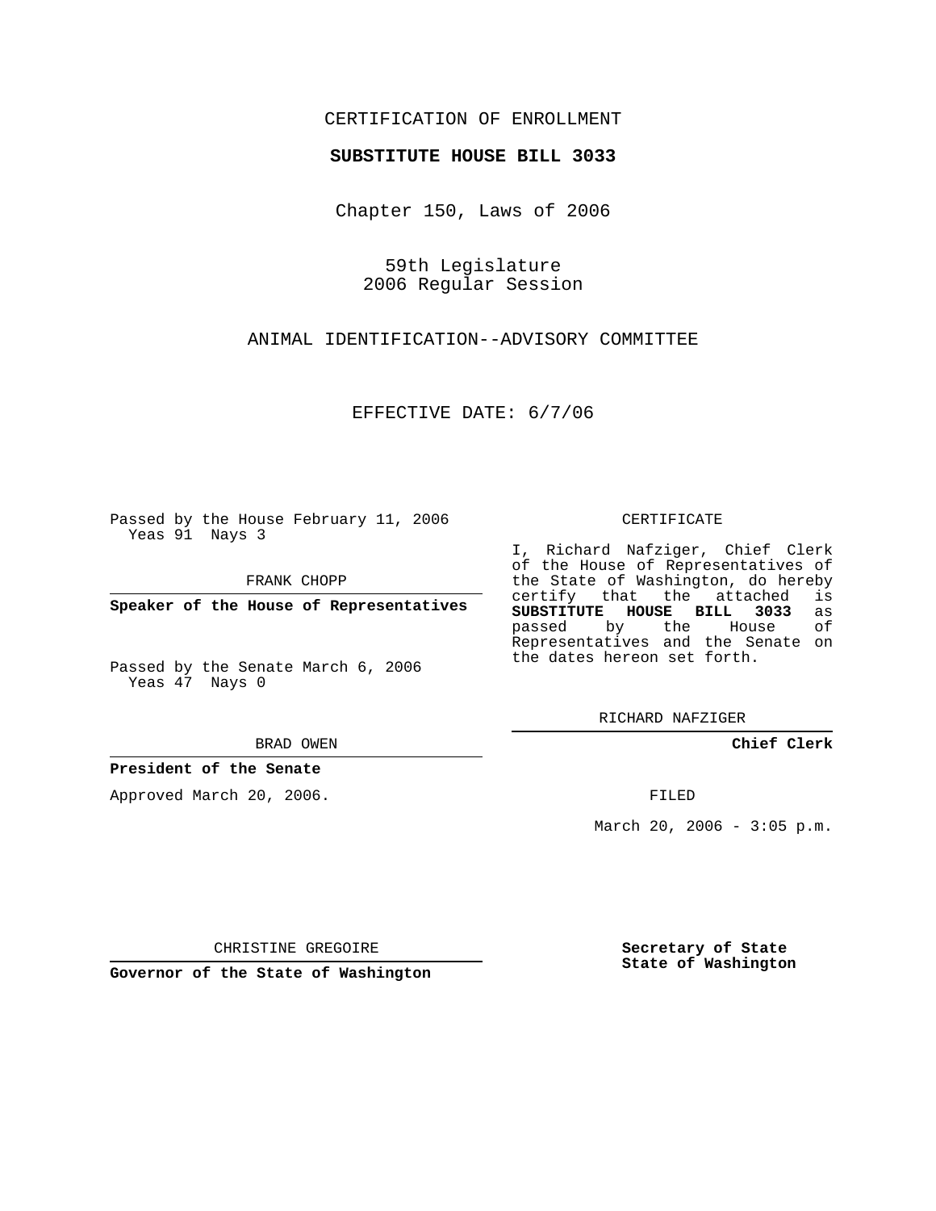CERTIFICATION OF ENROLLMENT

**SUBSTITUTE HOUSE BILL 3033**

Chapter 150, Laws of 2006

59th Legislature
2006 Regular Session

ANIMAL IDENTIFICATION--ADVISORY COMMITTEE

EFFECTIVE DATE: 6/7/06

Passed by the House February 11, 2006
Yeas 91 Nays 3

FRANK CHOPP

**Speaker of the House of Representatives**

Passed by the Senate March 6, 2006
Yeas 47 Nays 0

BRAD OWEN

**President of the Senate**

Approved March 20, 2006.

CHRISTINE GREGOIRE

**Governor of the State of Washington**

CERTIFICATE

I, Richard Nafziger, Chief Clerk of the House of Representatives of the State of Washington, do hereby certify that the attached is **SUBSTITUTE HOUSE BILL 3033** as passed by the House of Representatives and the Senate on the dates hereon set forth.

RICHARD NAFZIGER

**Chief Clerk**

FILED

March 20, 2006 - 3:05 p.m.

**Secretary of State**
**State of Washington**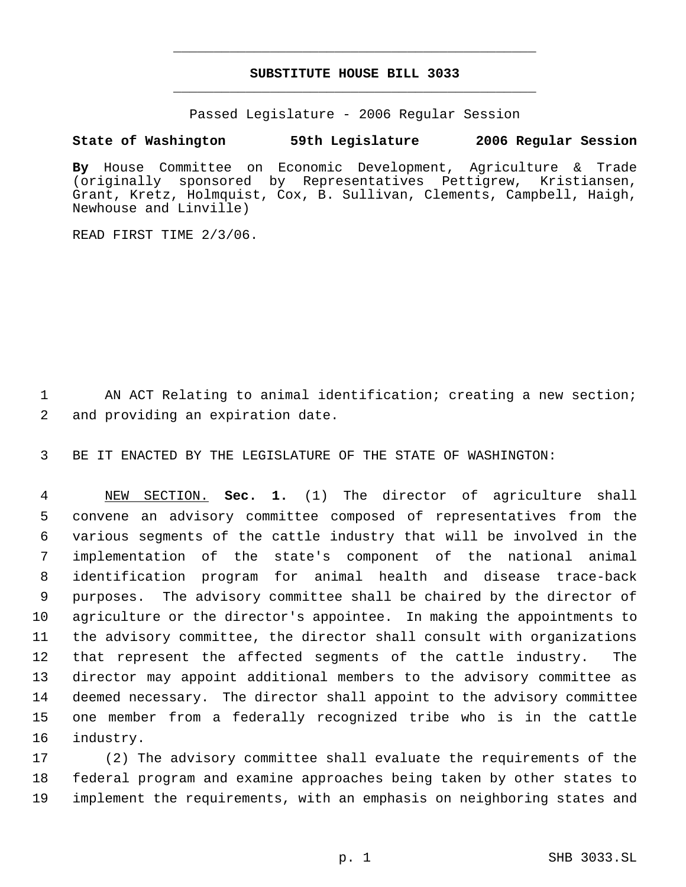# SUBSTITUTE HOUSE BILL 3033

Passed Legislature - 2006 Regular Session

**State of Washington 59th Legislature 2006 Regular Session**

**By** House Committee on Economic Development, Agriculture & Trade (originally sponsored by Representatives Pettigrew, Kristiansen, Grant, Kretz, Holmquist, Cox, B. Sullivan, Clements, Campbell, Haigh, Newhouse and Linville)

READ FIRST TIME 2/3/06.

AN ACT Relating to animal identification; creating a new section; and providing an expiration date.

BE IT ENACTED BY THE LEGISLATURE OF THE STATE OF WASHINGTON:

NEW SECTION. **Sec. 1.** (1) The director of agriculture shall convene an advisory committee composed of representatives from the various segments of the cattle industry that will be involved in the implementation of the state's component of the national animal identification program for animal health and disease trace-back purposes. The advisory committee shall be chaired by the director of agriculture or the director's appointee. In making the appointments to the advisory committee, the director shall consult with organizations that represent the affected segments of the cattle industry. The director may appoint additional members to the advisory committee as deemed necessary. The director shall appoint to the advisory committee one member from a federally recognized tribe who is in the cattle industry.

(2) The advisory committee shall evaluate the requirements of the federal program and examine approaches being taken by other states to implement the requirements, with an emphasis on neighboring states and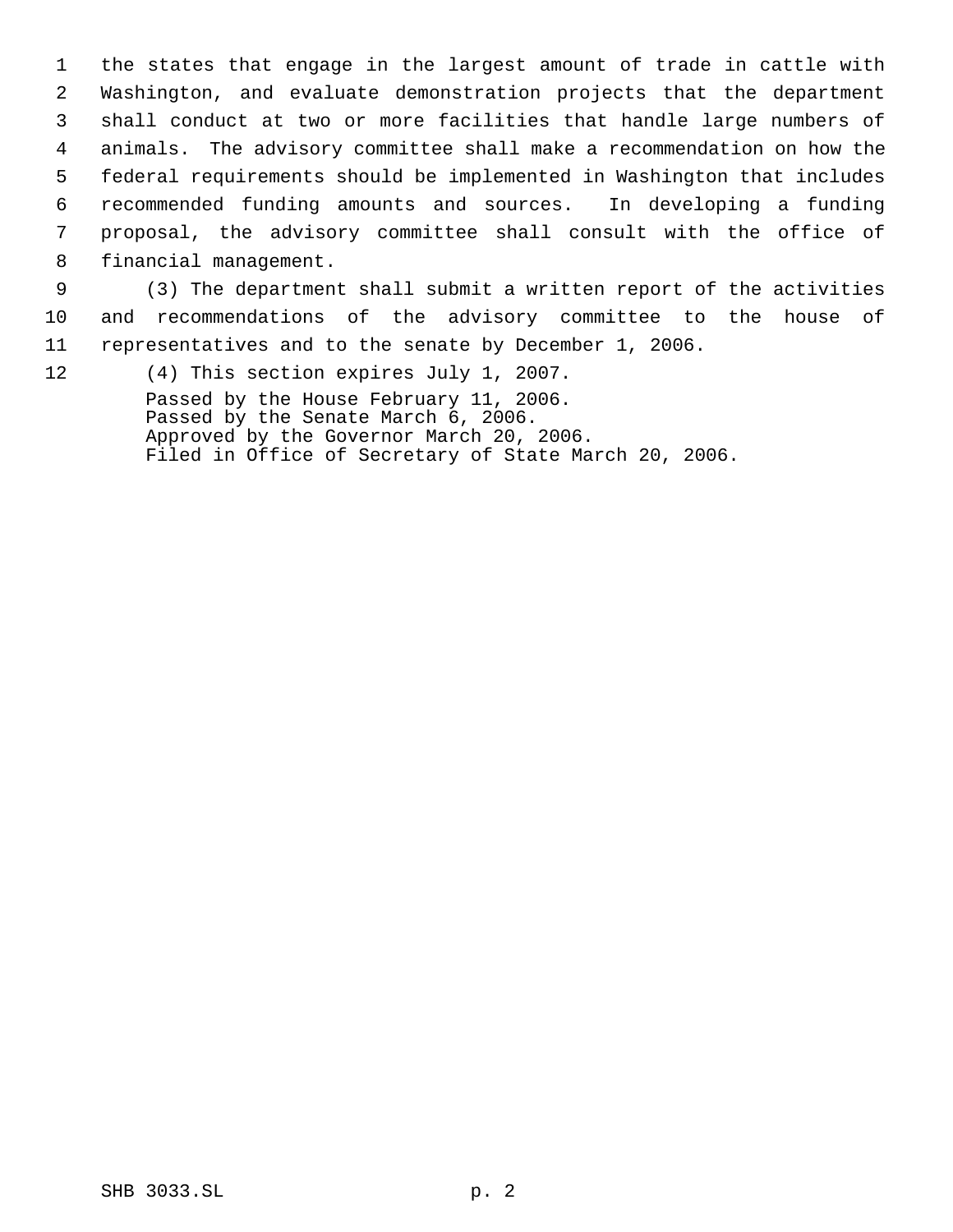the states that engage in the largest amount of trade in cattle with Washington, and evaluate demonstration projects that the department shall conduct at two or more facilities that handle large numbers of animals. The advisory committee shall make a recommendation on how the federal requirements should be implemented in Washington that includes recommended funding amounts and sources. In developing a funding proposal, the advisory committee shall consult with the office of financial management.

(3) The department shall submit a written report of the activities and recommendations of the advisory committee to the house of representatives and to the senate by December 1, 2006.

(4) This section expires July 1, 2007.

Passed by the House February 11, 2006.
Passed by the Senate March 6, 2006.
Approved by the Governor March 20, 2006.
Filed in Office of Secretary of State March 20, 2006.